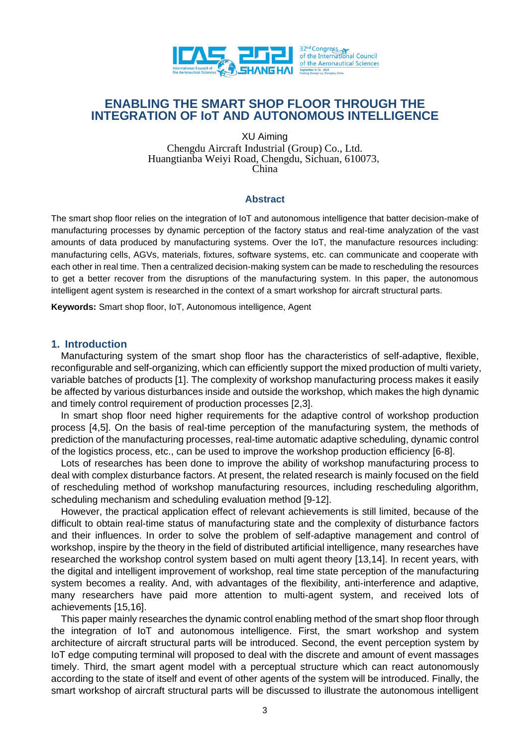# ENABLING THE SMART SHOP FLOOR THROUGH THE INTEGRATION OF IoT AND AUTONOMOUS INTELLIGENCE

XU Aiming

Chengdu Aircraft Industrial (Group) Co., Ltd.
Huangtianba Weiyi Road, Chengdu, Sichuan, 610073, China

## Abstract

The smart shop floor relies on the integration of IoT and autonomous intelligence that batter decision-make of manufacturing processes by dynamic perception of the factory status and real-time analyzation of the vast amounts of data produced by manufacturing systems. Over the IoT, the manufacture resources including: manufacturing cells, AGVs, materials, fixtures, software systems, etc. can communicate and cooperate with each other in real time. Then a centralized decision-making system can be made to rescheduling the resources to get a better recover from the disruptions of the manufacturing system. In this paper, the autonomous intelligent agent system is researched in the context of a smart workshop for aircraft structural parts.

**Keywords:** Smart shop floor, IoT, Autonomous intelligence, Agent

## 1. Introduction

Manufacturing system of the smart shop floor has the characteristics of self-adaptive, flexible, reconfigurable and self-organizing, which can efficiently support the mixed production of multi variety, variable batches of products [1]. The complexity of workshop manufacturing process makes it easily be affected by various disturbances inside and outside the workshop, which makes the high dynamic and timely control requirement of production processes [2,3].

In smart shop floor need higher requirements for the adaptive control of workshop production process [4,5]. On the basis of real-time perception of the manufacturing system, the methods of prediction of the manufacturing processes, real-time automatic adaptive scheduling, dynamic control of the logistics process, etc., can be used to improve the workshop production efficiency [6-8].

Lots of researches has been done to improve the ability of workshop manufacturing process to deal with complex disturbance factors. At present, the related research is mainly focused on the field of rescheduling method of workshop manufacturing resources, including rescheduling algorithm, scheduling mechanism and scheduling evaluation method [9-12].

However, the practical application effect of relevant achievements is still limited, because of the difficult to obtain real-time status of manufacturing state and the complexity of disturbance factors and their influences. In order to solve the problem of self-adaptive management and control of workshop, inspire by the theory in the field of distributed artificial intelligence, many researches have researched the workshop control system based on multi agent theory [13,14]. In recent years, with the digital and intelligent improvement of workshop, real time state perception of the manufacturing system becomes a reality. And, with advantages of the flexibility, anti-interference and adaptive, many researchers have paid more attention to multi-agent system, and received lots of achievements [15,16].

This paper mainly researches the dynamic control enabling method of the smart shop floor through the integration of IoT and autonomous intelligence. First, the smart workshop and system architecture of aircraft structural parts will be introduced. Second, the event perception system by IoT edge computing terminal will proposed to deal with the discrete and amount of event massages timely. Third, the smart agent model with a perceptual structure which can react autonomously according to the state of itself and event of other agents of the system will be introduced. Finally, the smart workshop of aircraft structural parts will be discussed to illustrate the autonomous intelligent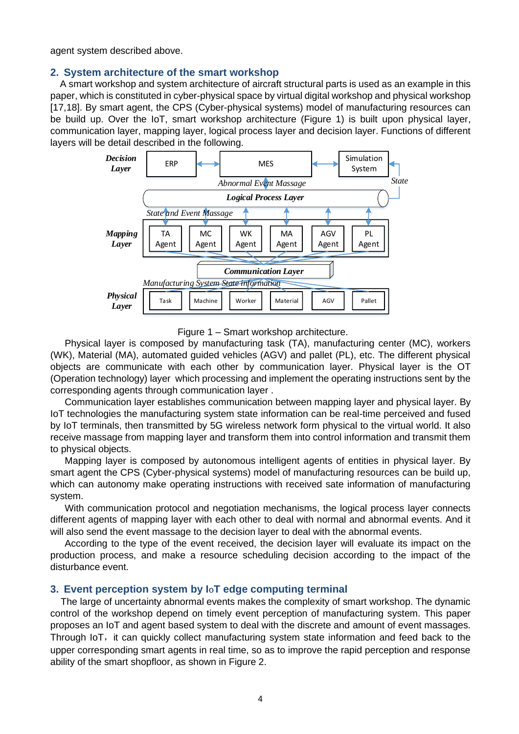agent system described above.

## 2. System architecture of the smart workshop

A smart workshop and system architecture of aircraft structural parts is used as an example in this paper, which is constituted in cyber-physical space by virtual digital workshop and physical workshop [17,18]. By smart agent, the CPS (Cyber-physical systems) model of manufacturing resources can be build up. Over the IoT, smart workshop architecture (Figure 1) is built upon physical layer, communication layer, mapping layer, logical process layer and decision layer. Functions of different layers will be detail described in the following.

Figure 1 – Smart workshop architecture.

Physical layer is composed by manufacturing task (TA), manufacturing center (MC), workers (WK), Material (MA), automated guided vehicles (AGV) and pallet (PL), etc. The different physical objects are communicate with each other by communication layer. Physical layer is the OT (Operation technology) layer which processing and implement the operating instructions sent by the corresponding agents through communication layer .

Communication layer establishes communication between mapping layer and physical layer. By IoT technologies the manufacturing system state information can be real-time perceived and fused by IoT terminals, then transmitted by 5G wireless network form physical to the virtual world. It also receive massage from mapping layer and transform them into control information and transmit them to physical objects.

Mapping layer is composed by autonomous intelligent agents of entities in physical layer. By smart agent the CPS (Cyber-physical systems) model of manufacturing resources can be build up, which can autonomy make operating instructions with received sate information of manufacturing system.

With communication protocol and negotiation mechanisms, the logical process layer connects different agents of mapping layer with each other to deal with normal and abnormal events. And it will also send the event massage to the decision layer to deal with the abnormal events.

According to the type of the event received, the decision layer will evaluate its impact on the production process, and make a resource scheduling decision according to the impact of the disturbance event.

## 3. Event perception system by IoT edge computing terminal

The large of uncertainty abnormal events makes the complexity of smart workshop. The dynamic control of the workshop depend on timely event perception of manufacturing system. This paper proposes an IoT and agent based system to deal with the discrete and amount of event massages. Through IoT，it can quickly collect manufacturing system state information and feed back to the upper corresponding smart agents in real time, so as to improve the rapid perception and response ability of the smart shopfloor, as shown in Figure 2.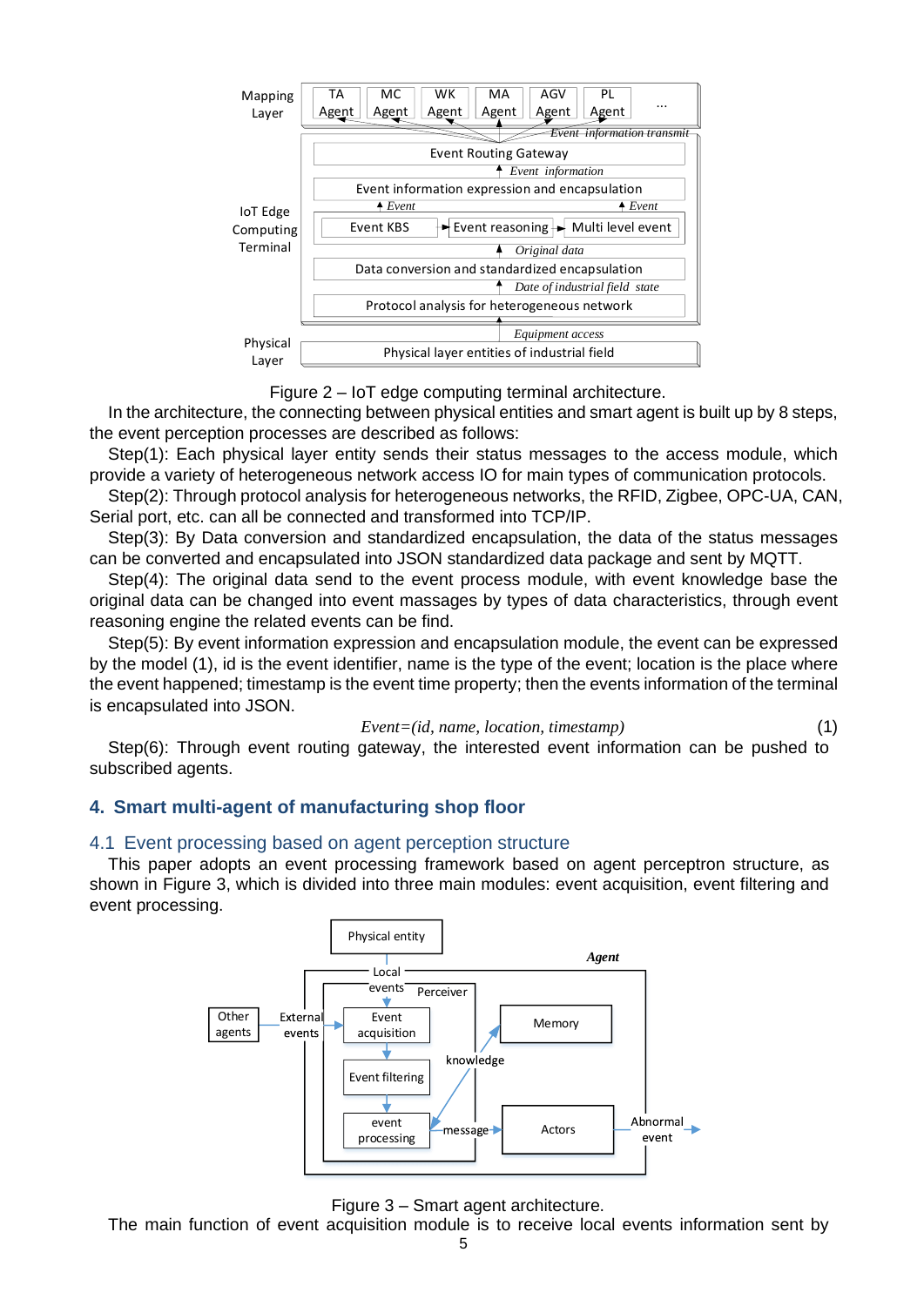Figure 2 – IoT edge computing terminal architecture.

In the architecture, the connecting between physical entities and smart agent is built up by 8 steps, the event perception processes are described as follows:

Step(1): Each physical layer entity sends their status messages to the access module, which provide a variety of heterogeneous network access IO for main types of communication protocols.

Step(2): Through protocol analysis for heterogeneous networks, the RFID, Zigbee, OPC-UA, CAN, Serial port, etc. can all be connected and transformed into TCP/IP.

Step(3): By Data conversion and standardized encapsulation, the data of the status messages can be converted and encapsulated into JSON standardized data package and sent by MQTT.

Step(4): The original data send to the event process module, with event knowledge base the original data can be changed into event massages by types of data characteristics, through event reasoning engine the related events can be find.

Step(5): By event information expression and encapsulation module, the event can be expressed by the model (1), id is the event identifier, name is the type of the event; location is the place where the event happened; timestamp is the event time property; then the events information of the terminal is encapsulated into JSON.

$$Event=(id, name, location, timestamp) \quad (1)$$

Step(6): Through event routing gateway, the interested event information can be pushed to subscribed agents.

## 4. Smart multi-agent of manufacturing shop floor

### 4.1 Event processing based on agent perception structure

This paper adopts an event processing framework based on agent perceptron structure, as shown in Figure 3, which is divided into three main modules: event acquisition, event filtering and event processing.

Figure 3 – Smart agent architecture.

The main function of event acquisition module is to receive local events information sent by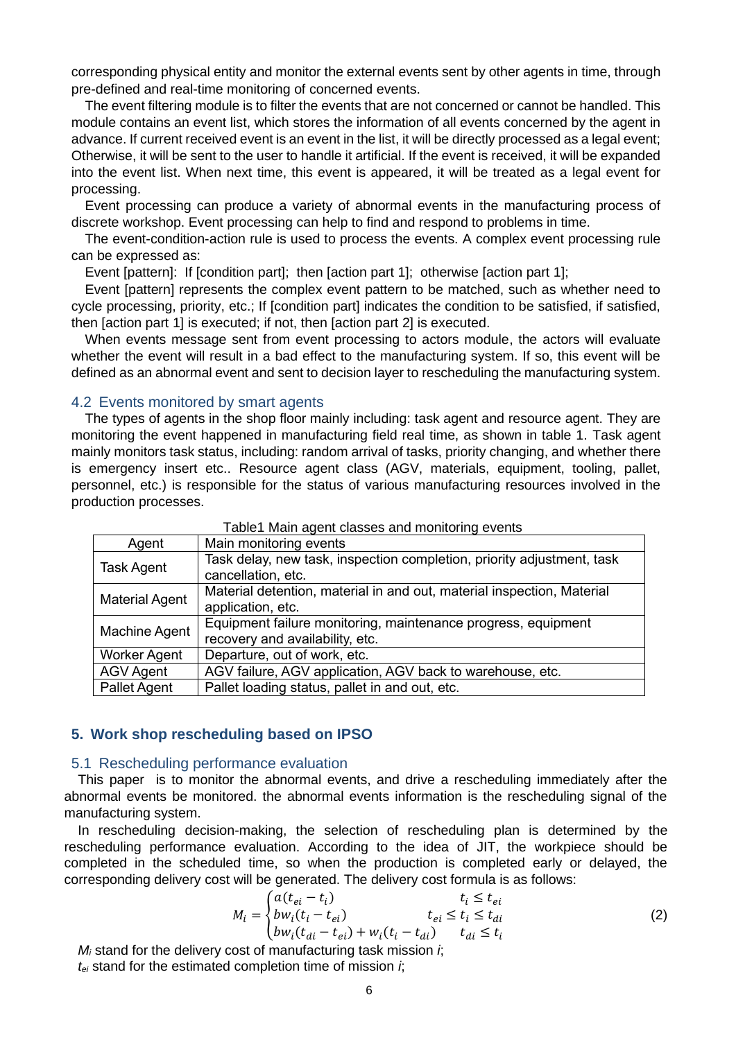corresponding physical entity and monitor the external events sent by other agents in time, through pre-defined and real-time monitoring of concerned events.

The event filtering module is to filter the events that are not concerned or cannot be handled. This module contains an event list, which stores the information of all events concerned by the agent in advance. If current received event is an event in the list, it will be directly processed as a legal event; Otherwise, it will be sent to the user to handle it artificial. If the event is received, it will be expanded into the event list. When next time, this event is appeared, it will be treated as a legal event for processing.

Event processing can produce a variety of abnormal events in the manufacturing process of discrete workshop. Event processing can help to find and respond to problems in time.

The event-condition-action rule is used to process the events. A complex event processing rule can be expressed as:

Event [pattern]: If [condition part]; then [action part 1]; otherwise [action part 1];

Event [pattern] represents the complex event pattern to be matched, such as whether need to cycle processing, priority, etc.; If [condition part] indicates the condition to be satisfied, if satisfied, then [action part 1] is executed; if not, then [action part 2] is executed.

When events message sent from event processing to actors module, the actors will evaluate whether the event will result in a bad effect to the manufacturing system. If so, this event will be defined as an abnormal event and sent to decision layer to rescheduling the manufacturing system.

### 4.2 Events monitored by smart agents

The types of agents in the shop floor mainly including: task agent and resource agent. They are monitoring the event happened in manufacturing field real time, as shown in table 1. Task agent mainly monitors task status, including: random arrival of tasks, priority changing, and whether there is emergency insert etc.. Resource agent class (AGV, materials, equipment, tooling, pallet, personnel, etc.) is responsible for the status of various manufacturing resources involved in the production processes.

Table1 Main agent classes and monitoring events

| Agent | Main monitoring events |
|---|---|
| Task Agent | Task delay, new task, inspection completion, priority adjustment, task cancellation, etc. |
| Material Agent | Material detention, material in and out, material inspection, Material application, etc. |
| Machine Agent | Equipment failure monitoring, maintenance progress, equipment recovery and availability, etc. |
| Worker Agent | Departure, out of work, etc. |
| AGV Agent | AGV failure, AGV application, AGV back to warehouse, etc. |
| Pallet Agent | Pallet loading status, pallet in and out, etc. |

## 5. Work shop rescheduling based on IPSO

### 5.1 Rescheduling performance evaluation

This paper is to monitor the abnormal events, and drive a rescheduling immediately after the abnormal events be monitored. the abnormal events information is the rescheduling signal of the manufacturing system.

In rescheduling decision-making, the selection of rescheduling plan is determined by the rescheduling performance evaluation. According to the idea of JIT, the workpiece should be completed in the scheduled time, so when the production is completed early or delayed, the corresponding delivery cost will be generated. The delivery cost formula is as follows:

$$M_i = \begin{cases} a(t_{ei} - t_i) & t_i \le t_{ei} \\ bw_i(t_i - t_{ei}) & t_{ei} \le t_i \le t_{di} \\ bw_i(t_{di} - t_{ei}) + w_i(t_i - t_{di}) & t_{di} \le t_i \end{cases} \tag{2}$$

$M_i$ stand for the delivery cost of manufacturing task mission $i$;

$t_{ei}$ stand for the estimated completion time of mission $i$;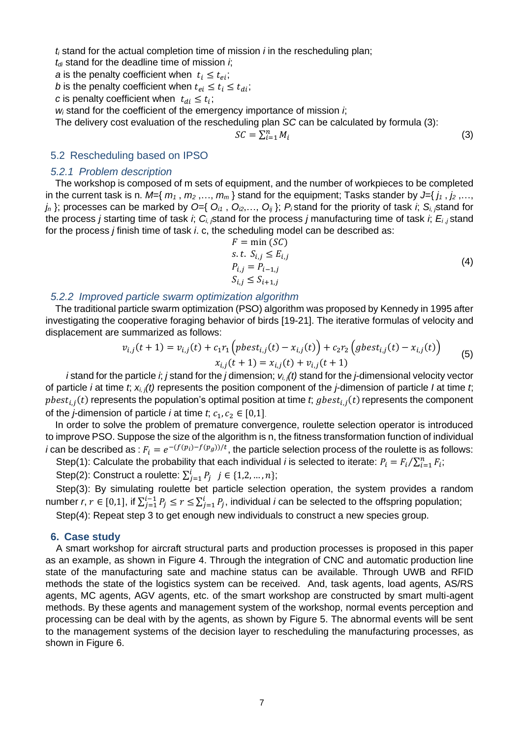$t_i$ stand for the actual completion time of mission $i$ in the rescheduling plan;

$t_{di}$ stand for the deadline time of mission $i$;

$a$ is the penalty coefficient when $t_i \leq t_{ei}$;

$b$ is the penalty coefficient when $t_{ei} \leq t_i \leq t_{di}$;

$c$ is penalty coefficient when $t_{di} \leq t_i$;

$w_i$ stand for the coefficient of the emergency importance of mission $i$;

The delivery cost evaluation of the rescheduling plan $SC$ can be calculated by formula (3):

$$SC = \sum_{i=1}^{n} M_i \tag{3}$$

## 5.2 Rescheduling based on IPSO

### 5.2.1 Problem description

The workshop is composed of m sets of equipment, and the number of workpieces to be completed in the current task is n. $M$={ $m_1$ , $m_2$ ,..., $m_m$ } stand for the equipment; Tasks stander by $J$={ $j_1$ , $j_2$ ,..., $j_n$ }; processes can be marked by $O$={ $O_{i1}$ , $O_{i2}$,..., $O_{ij}$ }; $P_i$ stand for the priority of task $i$; $S_{i,j}$ stand for the process $j$ starting time of task $i$; $C_{i,j}$ stand for the process $j$ manufacturing time of task $i$; $E_{i,j}$ stand for the process $j$ finish time of task $i$. c, the scheduling model can be described as:

$$\begin{aligned} F &= \min(SC) \\ s.t.\ S_{i,j} &\leq E_{i,j} \\ P_{i,j} &= P_{i-1,j} \\ S_{i,j} &\leq S_{i+1,j} \end{aligned} \tag{4}$$

### 5.2.2 Improved particle swarm optimization algorithm

The traditional particle swarm optimization (PSO) algorithm was proposed by Kennedy in 1995 after investigating the cooperative foraging behavior of birds [19-21]. The iterative formulas of velocity and displacement are summarized as follows:

$$\begin{aligned} v_{i,j}(t+1) &= v_{i,j}(t) + c_1 r_1 \left(pbest_{i,j}(t) - x_{i,j}(t)\right) + c_2 r_2 \left(gbest_{i,j}(t) - x_{i,j}(t)\right) \\ x_{i,j}(t+1) &= x_{i,j}(t) + v_{i,j}(t+1) \end{aligned} \tag{5}$$

$i$ stand for the particle $i$; $j$ stand for the $j$ dimension; $v_{i,j}(t)$ stand for the $j$-dimensional velocity vector of particle $i$ at time $t$; $x_{i,j}(t)$ represents the position component of the $j$-dimension of particle $I$ at time $t$; $pbest_{i,j}(t)$ represents the population's optimal position at time $t$; $gbest_{i,j}(t)$ represents the component of the $j$-dimension of particle $i$ at time $t$; $c_1, c_2 \in [0,1]$.

In order to solve the problem of premature convergence, roulette selection operator is introduced to improve PSO. Suppose the size of the algorithm is n, the fitness transformation function of individual $i$ can be described as : $F_i = e^{-(f(p_i)-f(p_g))/t}$, the particle selection process of the roulette is as follows:

Step(1): Calculate the probability that each individual $i$ is selected to iterate: $P_i = F_i / \sum_{i=1}^{n} F_i$;

Step(2): Construct a roulette: $\sum_{j=1}^{i} P_j \ \ j \in \{1,2,\dots,n\}$;

Step(3): By simulating roulette bet particle selection operation, the system provides a random number $r$, $r \in [0,1]$, if $\sum_{j=1}^{i-1} P_j \leq r \leq \sum_{j=1}^{i} P_j$, individual $i$ can be selected to the offspring population;

Step(4): Repeat step 3 to get enough new individuals to construct a new species group.

## 6. Case study

A smart workshop for aircraft structural parts and production processes is proposed in this paper as an example, as shown in Figure 4. Through the integration of CNC and automatic production line state of the manufacturing sate and machine status can be available. Through UWB and RFID methods the state of the logistics system can be received. And, task agents, load agents, AS/RS agents, MC agents, AGV agents, etc. of the smart workshop are constructed by smart multi-agent methods. By these agents and management system of the workshop, normal events perception and processing can be deal with by the agents, as shown by Figure 5. The abnormal events will be sent to the management systems of the decision layer to rescheduling the manufacturing processes, as shown in Figure 6.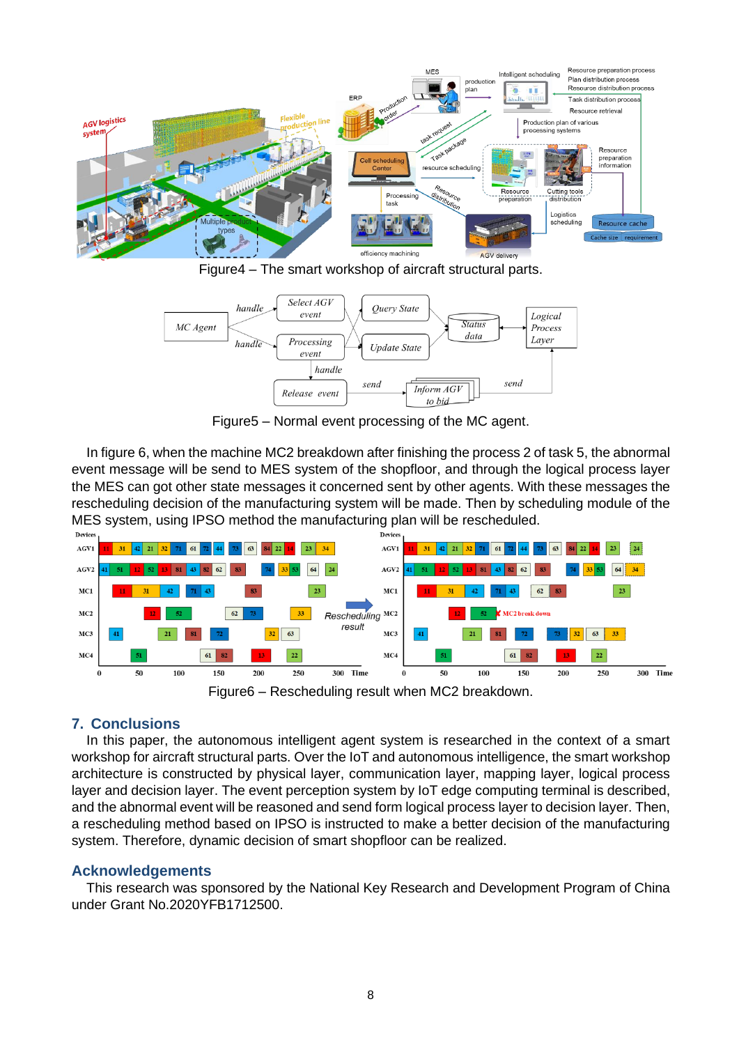Figure4 – The smart workshop of aircraft structural parts.

Figure5 – Normal event processing of the MC agent.

In figure 6, when the machine MC2 breakdown after finishing the process 2 of task 5, the abnormal event message will be send to MES system of the shopfloor, and through the logical process layer the MES can got other state messages it concerned sent by other agents. With these messages the rescheduling decision of the manufacturing system will be made. Then by scheduling module of the MES system, using IPSO method the manufacturing plan will be rescheduled.

Figure6 – Rescheduling result when MC2 breakdown.

## 7. Conclusions

In this paper, the autonomous intelligent agent system is researched in the context of a smart workshop for aircraft structural parts. Over the IoT and autonomous intelligence, the smart workshop architecture is constructed by physical layer, communication layer, mapping layer, logical process layer and decision layer. The event perception system by IoT edge computing terminal is described, and the abnormal event will be reasoned and send form logical process layer to decision layer. Then, a rescheduling method based on IPSO is instructed to make a better decision of the manufacturing system. Therefore, dynamic decision of smart shopfloor can be realized.

## Acknowledgements

This research was sponsored by the National Key Research and Development Program of China under Grant No.2020YFB1712500.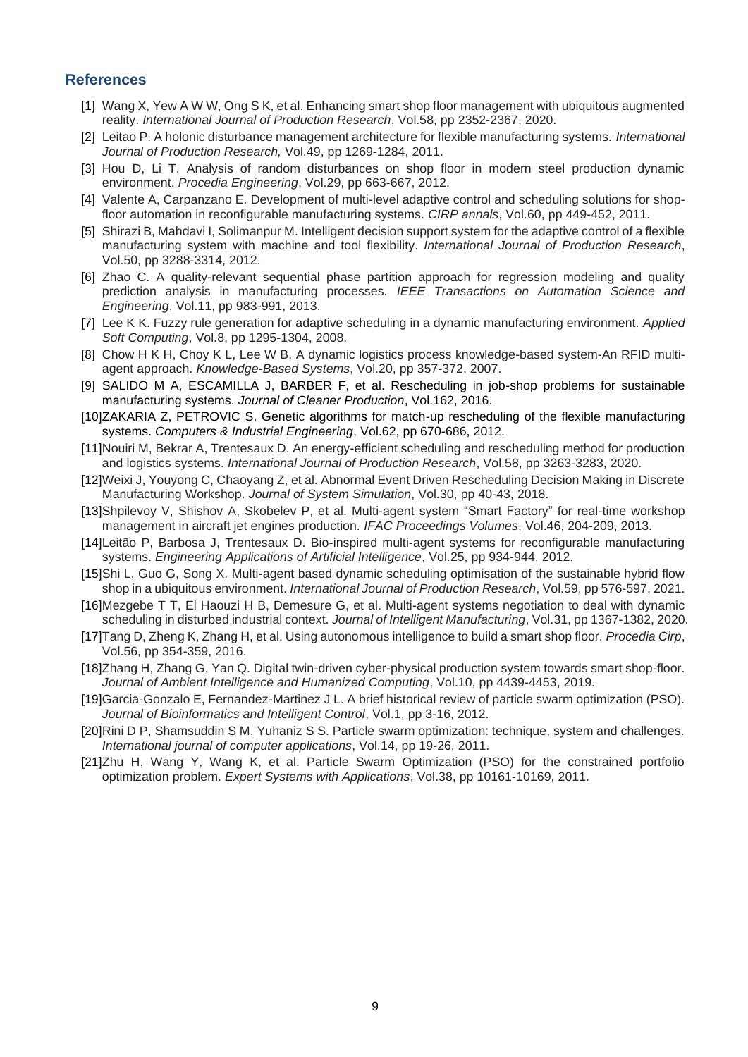## References

[1] Wang X, Yew A W W, Ong S K, et al. Enhancing smart shop floor management with ubiquitous augmented reality. *International Journal of Production Research*, Vol.58, pp 2352-2367, 2020.

[2] Leitao P. A holonic disturbance management architecture for flexible manufacturing systems. *International Journal of Production Research,* Vol.49, pp 1269-1284, 2011.

[3] Hou D, Li T. Analysis of random disturbances on shop floor in modern steel production dynamic environment. *Procedia Engineering*, Vol.29, pp 663-667, 2012.

[4] Valente A, Carpanzano E. Development of multi-level adaptive control and scheduling solutions for shop-floor automation in reconfigurable manufacturing systems. *CIRP annals*, Vol.60, pp 449-452, 2011.

[5] Shirazi B, Mahdavi I, Solimanpur M. Intelligent decision support system for the adaptive control of a flexible manufacturing system with machine and tool flexibility. *International Journal of Production Research*, Vol.50, pp 3288-3314, 2012.

[6] Zhao C. A quality-relevant sequential phase partition approach for regression modeling and quality prediction analysis in manufacturing processes. *IEEE Transactions on Automation Science and Engineering*, Vol.11, pp 983-991, 2013.

[7] Lee K K. Fuzzy rule generation for adaptive scheduling in a dynamic manufacturing environment. *Applied Soft Computing*, Vol.8, pp 1295-1304, 2008.

[8] Chow H K H, Choy K L, Lee W B. A dynamic logistics process knowledge-based system-An RFID multi-agent approach. *Knowledge-Based Systems*, Vol.20, pp 357-372, 2007.

[9] SALIDO M A, ESCAMILLA J, BARBER F, et al. Rescheduling in job-shop problems for sustainable manufacturing systems. *Journal of Cleaner Production*, Vol.162, 2016.

[10] ZAKARIA Z, PETROVIC S. Genetic algorithms for match-up rescheduling of the flexible manufacturing systems. *Computers & Industrial Engineering*, Vol.62, pp 670-686, 2012.

[11] Nouiri M, Bekrar A, Trentesaux D. An energy-efficient scheduling and rescheduling method for production and logistics systems. *International Journal of Production Research*, Vol.58, pp 3263-3283, 2020.

[12] Weixi J, Youyong C, Chaoyang Z, et al. Abnormal Event Driven Rescheduling Decision Making in Discrete Manufacturing Workshop. *Journal of System Simulation*, Vol.30, pp 40-43, 2018.

[13] Shpilevoy V, Shishov A, Skobelev P, et al. Multi-agent system "Smart Factory" for real-time workshop management in aircraft jet engines production. *IFAC Proceedings Volumes*, Vol.46, 204-209, 2013.

[14] Leitão P, Barbosa J, Trentesaux D. Bio-inspired multi-agent systems for reconfigurable manufacturing systems. *Engineering Applications of Artificial Intelligence*, Vol.25, pp 934-944, 2012.

[15] Shi L, Guo G, Song X. Multi-agent based dynamic scheduling optimisation of the sustainable hybrid flow shop in a ubiquitous environment. *International Journal of Production Research*, Vol.59, pp 576-597, 2021.

[16] Mezgebe T T, El Haouzi H B, Demesure G, et al. Multi-agent systems negotiation to deal with dynamic scheduling in disturbed industrial context. *Journal of Intelligent Manufacturing*, Vol.31, pp 1367-1382, 2020.

[17] Tang D, Zheng K, Zhang H, et al. Using autonomous intelligence to build a smart shop floor. *Procedia Cirp*, Vol.56, pp 354-359, 2016.

[18] Zhang H, Zhang G, Yan Q. Digital twin-driven cyber-physical production system towards smart shop-floor. *Journal of Ambient Intelligence and Humanized Computing*, Vol.10, pp 4439-4453, 2019.

[19] Garcia-Gonzalo E, Fernandez-Martinez J L. A brief historical review of particle swarm optimization (PSO). *Journal of Bioinformatics and Intelligent Control*, Vol.1, pp 3-16, 2012.

[20] Rini D P, Shamsuddin S M, Yuhaniz S S. Particle swarm optimization: technique, system and challenges. *International journal of computer applications*, Vol.14, pp 19-26, 2011.

[21] Zhu H, Wang Y, Wang K, et al. Particle Swarm Optimization (PSO) for the constrained portfolio optimization problem. *Expert Systems with Applications*, Vol.38, pp 10161-10169, 2011.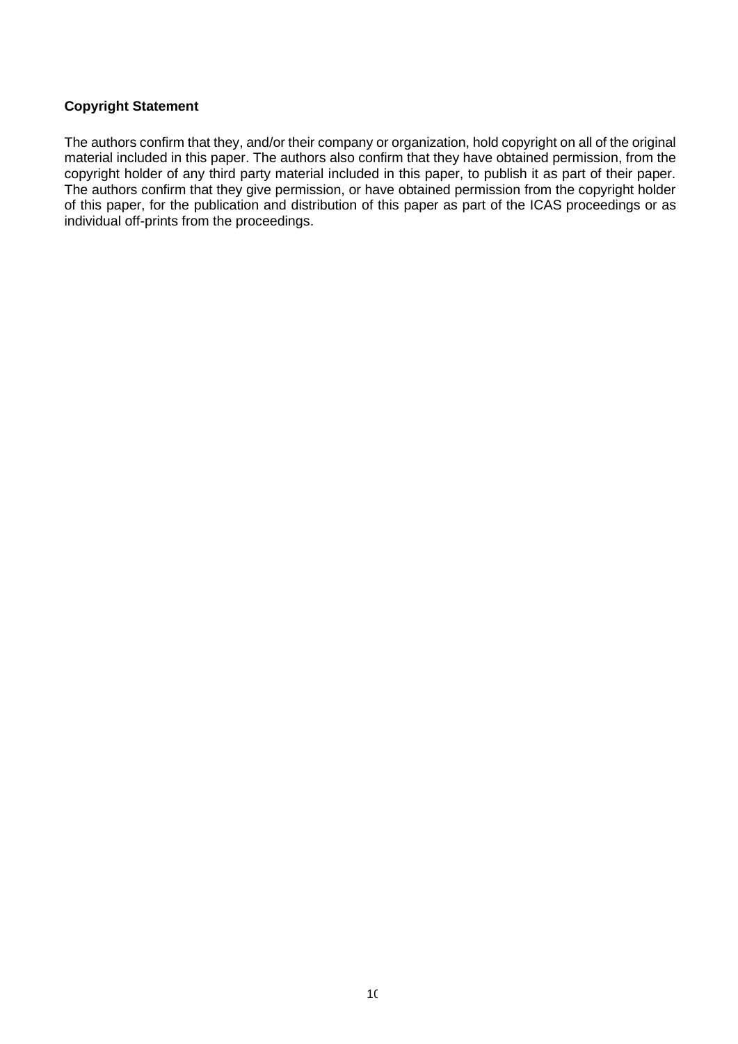**Copyright Statement**

The authors confirm that they, and/or their company or organization, hold copyright on all of the original material included in this paper. The authors also confirm that they have obtained permission, from the copyright holder of any third party material included in this paper, to publish it as part of their paper. The authors confirm that they give permission, or have obtained permission from the copyright holder of this paper, for the publication and distribution of this paper as part of the ICAS proceedings or as individual off-prints from the proceedings.